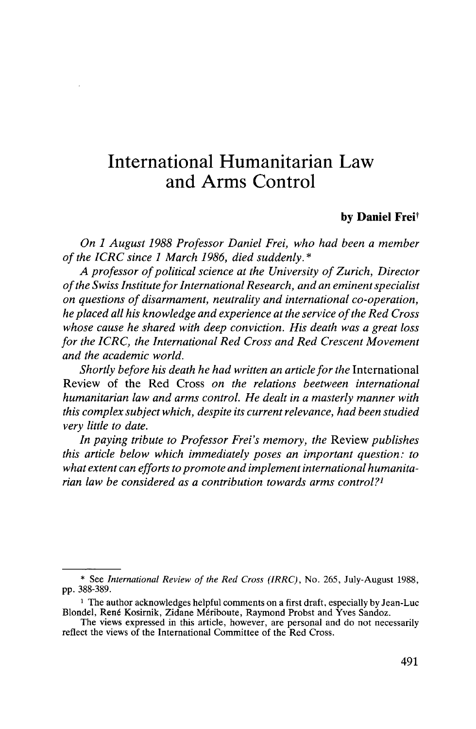# International Humanitarian Law and Arms Control

**by Daniel Frei†**

*On 1 August 1988 Professor Daniel Frei, who had been a member of the ICRC since 1 March 1986, died suddenly.\**

*A professor of political science at the University of Zurich, Director of the Swiss Institute for International Research, and an eminent specialist on questions of disarmament, neutrality and international co-operation, he placed all his knowledge and experience at the service of the Red Cross whose cause he shared with deep conviction. His death was a great loss for the ICRC, the International Red Cross and Red Crescent Movement and the academic world.*

*Shortly before his death he had written an article for the* International Review of the Red Cross *on the relations beetween international humanitarian law and arms control. He dealt in a masterly manner with this complex subject which, despite its current relevance, had been studied very little to date.*

*In paying tribute to Professor Frei's memory, the* Review *publishes this article below which immediately poses an important question: to what extent can efforts to promote and implement international humanitarian law be considered as a contribution towards arms control?*[1]

---

\* See *International Review of the Red Cross (IRRC)*, No. 265, July-August 1988, pp. 388-389.

[1] The author acknowledges helpful comments on a first draft, especially by Jean-Luc Blondel, René Kosirnik, Zidane Mériboute, Raymond Probst and Yves Sandoz.

The views expressed in this article, however, are personal and do not necessarily reflect the views of the International Committee of the Red Cross.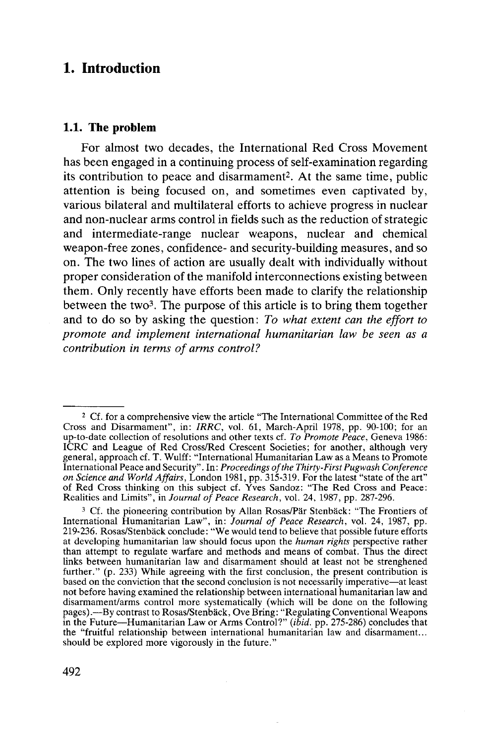# 1. Introduction

## 1.1. The problem

For almost two decades, the International Red Cross Movement has been engaged in a continuing process of self-examination regarding its contribution to peace and disarmament[2]. At the same time, public attention is being focused on, and sometimes even captivated by, various bilateral and multilateral efforts to achieve progress in nuclear and non-nuclear arms control in fields such as the reduction of strategic and intermediate-range nuclear weapons, nuclear and chemical weapon-free zones, confidence- and security-building measures, and so on. The two lines of action are usually dealt with individually without proper consideration of the manifold interconnections existing between them. Only recently have efforts been made to clarify the relationship between the two[3]. The purpose of this article is to bring them together and to do so by asking the question: *To what extent can the effort to promote and implement international humanitarian law be seen as a contribution in terms of arms control?*

---

[2] Cf. for a comprehensive view the article "The International Committee of the Red Cross and Disarmament", in: *IRRC*, vol. 61, March-April 1978, pp. 90-100; for an up-to-date collection of resolutions and other texts cf. *To Promote Peace*, Geneva 1986: ICRC and League of Red Cross/Red Crescent Societies; for another, although very general, approach cf. T. Wulff: "International Humanitarian Law as a Means to Promote International Peace and Security". In: *Proceedings of the Thirty-First Pugwash Conference on Science and World Affairs*, London 1981, pp. 315-319. For the latest "state of the art" of Red Cross thinking on this subject cf. Yves Sandoz: "The Red Cross and Peace: Realities and Limits", in *Journal of Peace Research*, vol. 24, 1987, pp. 287-296.

[3] Cf. the pioneering contribution by Allan Rosas/Pär Stenbäck: "The Frontiers of International Humanitarian Law", in: *Journal of Peace Research*, vol. 24, 1987, pp. 219-236. Rosas/Stenbäck conclude: "We would tend to believe that possible future efforts at developing humanitarian law should focus upon the *human rights* perspective rather than attempt to regulate warfare and methods and means of combat. Thus the direct links between humanitarian law and disarmament should at least not be strenghened further." (p. 233) While agreeing with the first conclusion, the present contribution is based on the conviction that the second conclusion is not necessarily imperative—at least not before having examined the relationship between international humanitarian law and disarmament/arms control more systematically (which will be done on the following pages).—By contrast to Rosas/Stenbäck, Ove Bring: "Regulating Conventional Weapons in the Future—Humanitarian Law or Arms Control?" (*ibid.* pp. 275-286) concludes that the "fruitful relationship between international humanitarian law and disarmament... should be explored more vigorously in the future."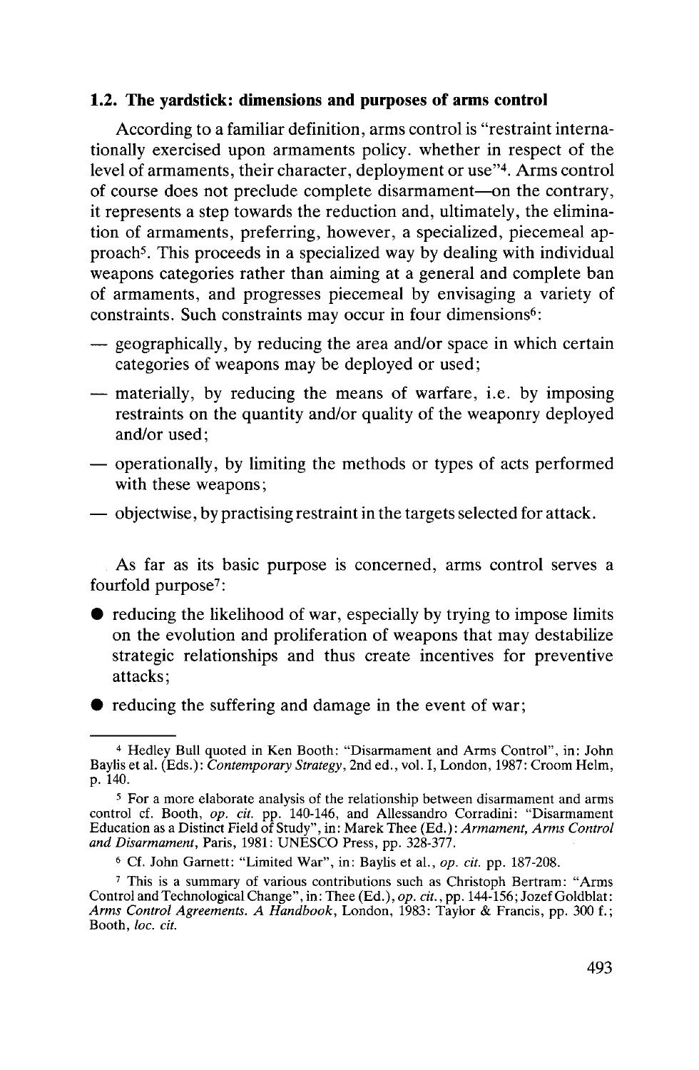### 1.2. The yardstick: dimensions and purposes of arms control

According to a familiar definition, arms control is "restraint internationally exercised upon armaments policy. whether in respect of the level of armaments, their character, deployment or use"[4]. Arms control of course does not preclude complete disarmament—on the contrary, it represents a step towards the reduction and, ultimately, the elimination of armaments, preferring, however, a specialized, piecemeal approach[5]. This proceeds in a specialized way by dealing with individual weapons categories rather than aiming at a general and complete ban of armaments, and progresses piecemeal by envisaging a variety of constraints. Such constraints may occur in four dimensions[6]:

- geographically, by reducing the area and/or space in which certain categories of weapons may be deployed or used;
- materially, by reducing the means of warfare, i.e. by imposing restraints on the quantity and/or quality of the weaponry deployed and/or used;
- operationally, by limiting the methods or types of acts performed with these weapons;
- objectwise, by practising restraint in the targets selected for attack.

As far as its basic purpose is concerned, arms control serves a fourfold purpose[7]:

- reducing the likelihood of war, especially by trying to impose limits on the evolution and proliferation of weapons that may destabilize strategic relationships and thus create incentives for preventive attacks;
- reducing the suffering and damage in the event of war;

---

[4] Hedley Bull quoted in Ken Booth: "Disarmament and Arms Control", in: John Baylis et al. (Eds.): *Contemporary Strategy*, 2nd ed., vol. I, London, 1987: Croom Helm, p. 140.

[5] For a more elaborate analysis of the relationship between disarmament and arms control cf. Booth, *op. cit.* pp. 140-146, and Allessandro Corradini: "Disarmament Education as a Distinct Field of Study", in: Marek Thee (Ed.): *Armament, Arms Control and Disarmament*, Paris, 1981: UNESCO Press, pp. 328-377.

[6] Cf. John Garnett: "Limited War", in: Baylis et al., *op. cit.* pp. 187-208.

[7] This is a summary of various contributions such as Christoph Bertram: "Arms Control and Technological Change", in: Thee (Ed.), *op. cit.*, pp. 144-156; Jozef Goldblat: *Arms Control Agreements. A Handbook*, London, 1983: Taylor & Francis, pp. 300 f.; Booth, *loc. cit.*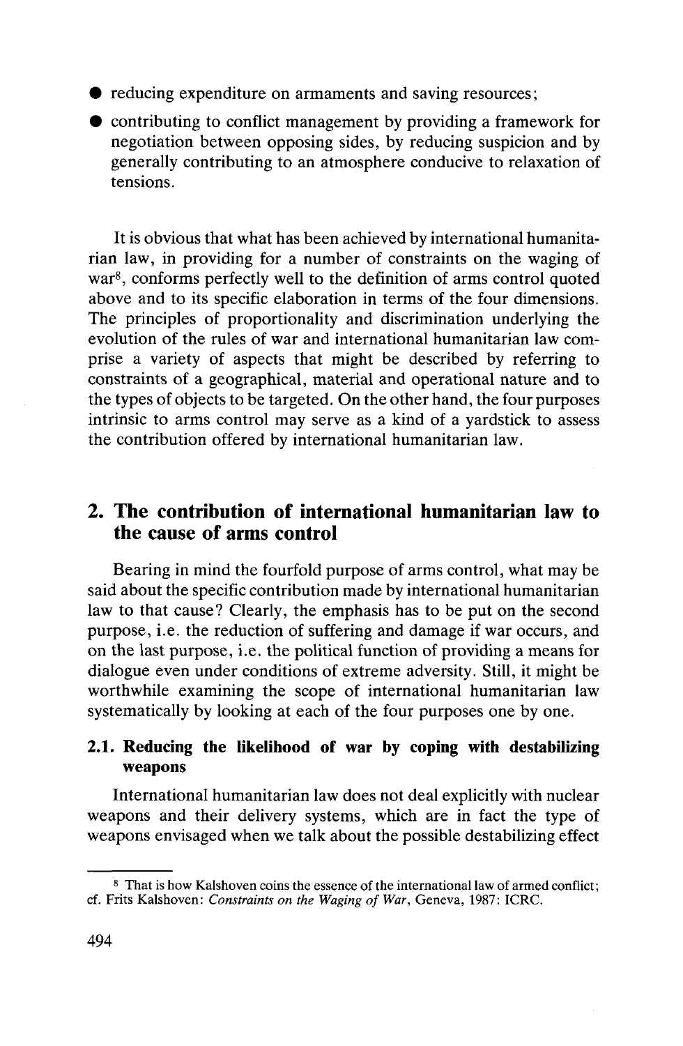- reducing expenditure on armaments and saving resources;
- contributing to conflict management by providing a framework for negotiation between opposing sides, by reducing suspicion and by generally contributing to an atmosphere conducive to relaxation of tensions.

It is obvious that what has been achieved by international humanitarian law, in providing for a number of constraints on the waging of war[8], conforms perfectly well to the definition of arms control quoted above and to its specific elaboration in terms of the four dimensions. The principles of proportionality and discrimination underlying the evolution of the rules of war and international humanitarian law comprise a variety of aspects that might be described by referring to constraints of a geographical, material and operational nature and to the types of objects to be targeted. On the other hand, the four purposes intrinsic to arms control may serve as a kind of a yardstick to assess the contribution offered by international humanitarian law.

## 2. The contribution of international humanitarian law to the cause of arms control

Bearing in mind the fourfold purpose of arms control, what may be said about the specific contribution made by international humanitarian law to that cause? Clearly, the emphasis has to be put on the second purpose, i.e. the reduction of suffering and damage if war occurs, and on the last purpose, i.e. the political function of providing a means for dialogue even under conditions of extreme adversity. Still, it might be worthwhile examining the scope of international humanitarian law systematically by looking at each of the four purposes one by one.

### 2.1. Reducing the likelihood of war by coping with destabilizing weapons

International humanitarian law does not deal explicitly with nuclear weapons and their delivery systems, which are in fact the type of weapons envisaged when we talk about the possible destabilizing effect

---

[8] That is how Kalshoven coins the essence of the international law of armed conflict; cf. Frits Kalshoven: *Constraints on the Waging of War*, Geneva, 1987: ICRC.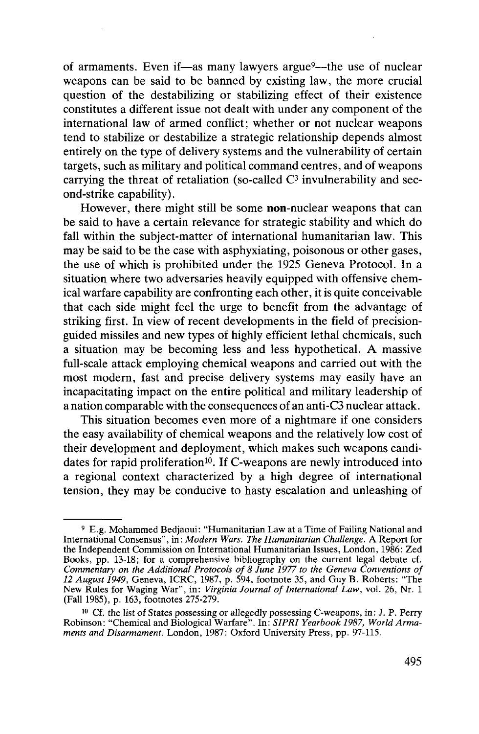of armaments. Even if—as many lawyers argue[9]—the use of nuclear weapons can be said to be banned by existing law, the more crucial question of the destabilizing or stabilizing effect of their existence constitutes a different issue not dealt with under any component of the international law of armed conflict; whether or not nuclear weapons tend to stabilize or destabilize a strategic relationship depends almost entirely on the type of delivery systems and the vulnerability of certain targets, such as military and political command centres, and of weapons carrying the threat of retaliation (so-called $C^3$ invulnerability and second-strike capability).

However, there might still be some **non**-nuclear weapons that can be said to have a certain relevance for strategic stability and which do fall within the subject-matter of international humanitarian law. This may be said to be the case with asphyxiating, poisonous or other gases, the use of which is prohibited under the 1925 Geneva Protocol. In a situation where two adversaries heavily equipped with offensive chemical warfare capability are confronting each other, it is quite conceivable that each side might feel the urge to benefit from the advantage of striking first. In view of recent developments in the field of precision-guided missiles and new types of highly efficient lethal chemicals, such a situation may be becoming less and less hypothetical. A massive full-scale attack employing chemical weapons and carried out with the most modern, fast and precise delivery systems may easily have an incapacitating impact on the entire political and military leadership of a nation comparable with the consequences of an anti-C3 nuclear attack.

This situation becomes even more of a nightmare if one considers the easy availability of chemical weapons and the relatively low cost of their development and deployment, which makes such weapons candidates for rapid proliferation[10]. If C-weapons are newly introduced into a regional context characterized by a high degree of international tension, they may be conducive to hasty escalation and unleashing of

---

[9] E.g. Mohammed Bedjaoui: "Humanitarian Law at a Time of Failing National and International Consensus", in: *Modern Wars. The Humanitarian Challenge.* A Report for the Independent Commission on International Humanitarian Issues, London, 1986: Zed Books, pp. 13-18; for a comprehensive bibliography on the current legal debate cf. *Commentary on the Additional Protocols of 8 June 1977 to the Geneva Conventions of 12 August 1949*, Geneva, ICRC, 1987, p. 594, footnote 35, and Guy B. Roberts: "The New Rules for Waging War", in: *Virginia Journal of International Law*, vol. 26, Nr. 1 (Fall 1985), p. 163, footnotes 275-279.

[10] Cf. the list of States possessing or allegedly possessing C-weapons, in: J. P. Perry Robinson: "Chemical and Biological Warfare". In: *SIPRI Yearbook 1987, World Armaments and Disarmament.* London, 1987: Oxford University Press, pp. 97-115.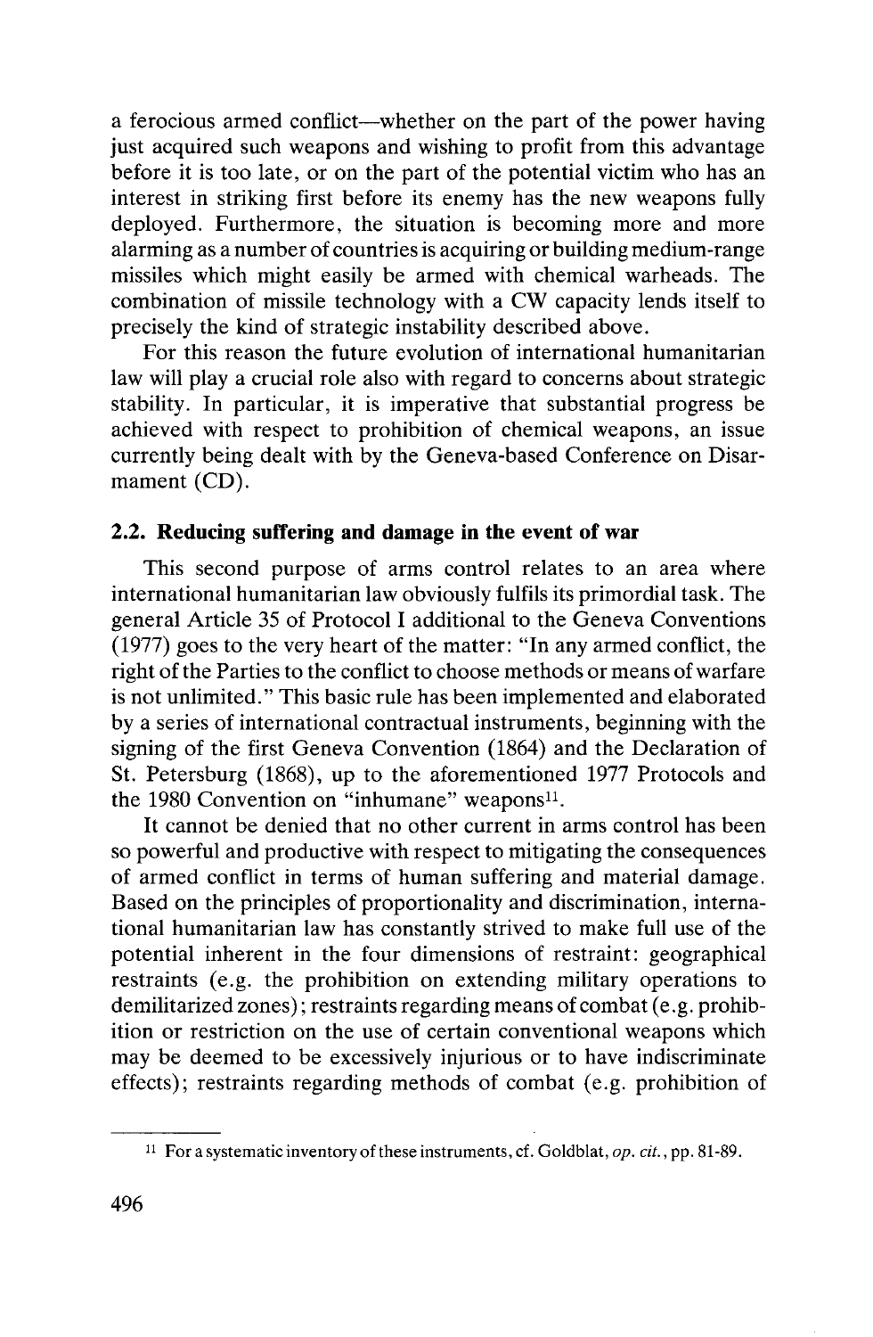a ferocious armed conflict—whether on the part of the power having just acquired such weapons and wishing to profit from this advantage before it is too late, or on the part of the potential victim who has an interest in striking first before its enemy has the new weapons fully deployed. Furthermore, the situation is becoming more and more alarming as a number of countries is acquiring or building medium-range missiles which might easily be armed with chemical warheads. The combination of missile technology with a CW capacity lends itself to precisely the kind of strategic instability described above.

For this reason the future evolution of international humanitarian law will play a crucial role also with regard to concerns about strategic stability. In particular, it is imperative that substantial progress be achieved with respect to prohibition of chemical weapons, an issue currently being dealt with by the Geneva-based Conference on Disarmament (CD).

### 2.2. Reducing suffering and damage in the event of war

This second purpose of arms control relates to an area where international humanitarian law obviously fulfils its primordial task. The general Article 35 of Protocol I additional to the Geneva Conventions (1977) goes to the very heart of the matter: "In any armed conflict, the right of the Parties to the conflict to choose methods or means of warfare is not unlimited." This basic rule has been implemented and elaborated by a series of international contractual instruments, beginning with the signing of the first Geneva Convention (1864) and the Declaration of St. Petersburg (1868), up to the aforementioned 1977 Protocols and the 1980 Convention on "inhumane" weapons[11].

It cannot be denied that no other current in arms control has been so powerful and productive with respect to mitigating the consequences of armed conflict in terms of human suffering and material damage. Based on the principles of proportionality and discrimination, international humanitarian law has constantly strived to make full use of the potential inherent in the four dimensions of restraint: geographical restraints (e.g. the prohibition on extending military operations to demilitarized zones); restraints regarding means of combat (e.g. prohibition or restriction on the use of certain conventional weapons which may be deemed to be excessively injurious or to have indiscriminate effects); restraints regarding methods of combat (e.g. prohibition of

---

[11] For a systematic inventory of these instruments, cf. Goldblat, *op. cit.*, pp. 81-89.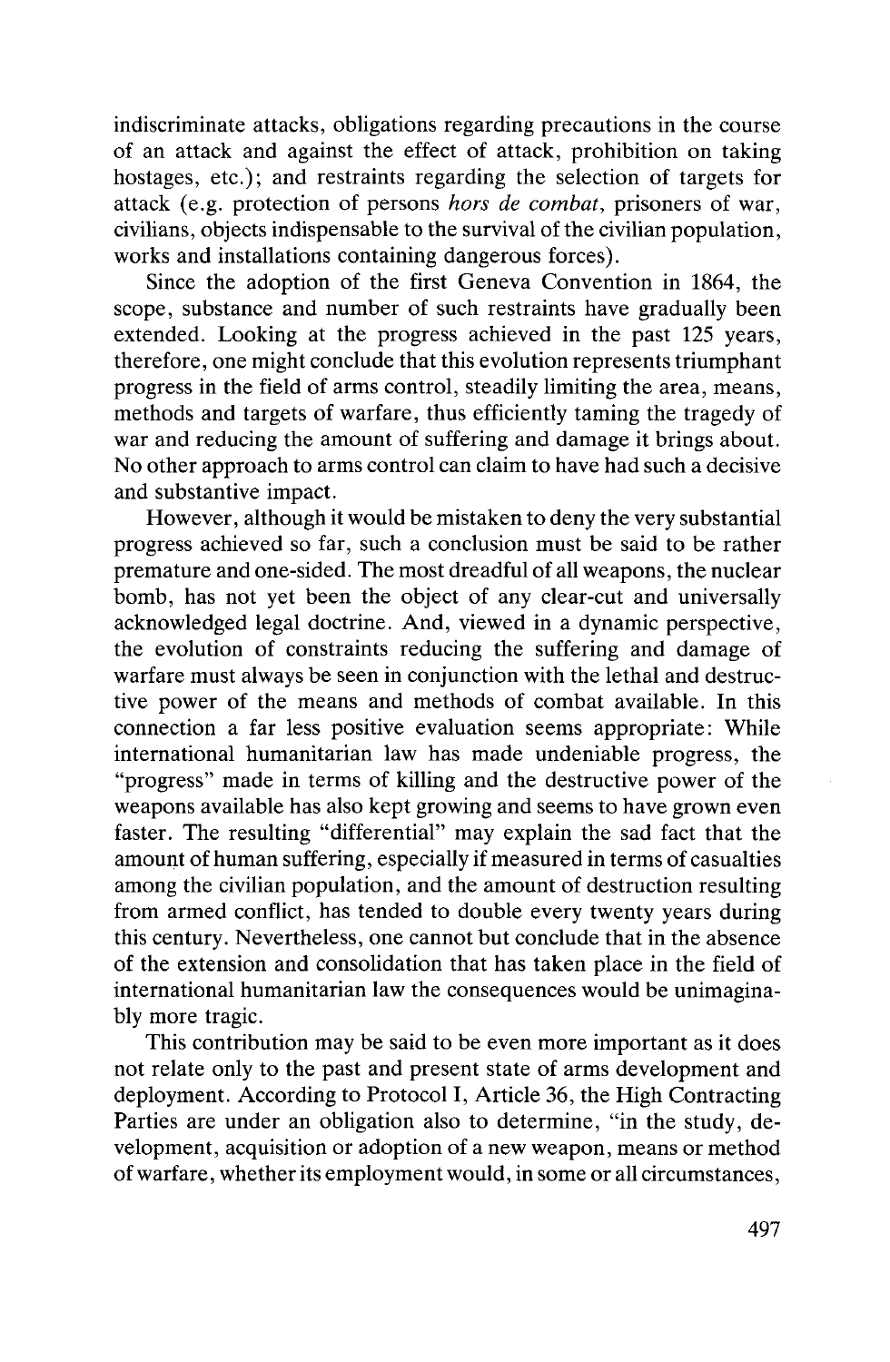indiscriminate attacks, obligations regarding precautions in the course of an attack and against the effect of attack, prohibition on taking hostages, etc.); and restraints regarding the selection of targets for attack (e.g. protection of persons *hors de combat*, prisoners of war, civilians, objects indispensable to the survival of the civilian population, works and installations containing dangerous forces).

Since the adoption of the first Geneva Convention in 1864, the scope, substance and number of such restraints have gradually been extended. Looking at the progress achieved in the past 125 years, therefore, one might conclude that this evolution represents triumphant progress in the field of arms control, steadily limiting the area, means, methods and targets of warfare, thus efficiently taming the tragedy of war and reducing the amount of suffering and damage it brings about. No other approach to arms control can claim to have had such a decisive and substantive impact.

However, although it would be mistaken to deny the very substantial progress achieved so far, such a conclusion must be said to be rather premature and one-sided. The most dreadful of all weapons, the nuclear bomb, has not yet been the object of any clear-cut and universally acknowledged legal doctrine. And, viewed in a dynamic perspective, the evolution of constraints reducing the suffering and damage of warfare must always be seen in conjunction with the lethal and destructive power of the means and methods of combat available. In this connection a far less positive evaluation seems appropriate: While international humanitarian law has made undeniable progress, the "progress" made in terms of killing and the destructive power of the weapons available has also kept growing and seems to have grown even faster. The resulting "differential" may explain the sad fact that the amount of human suffering, especially if measured in terms of casualties among the civilian population, and the amount of destruction resulting from armed conflict, has tended to double every twenty years during this century. Nevertheless, one cannot but conclude that in the absence of the extension and consolidation that has taken place in the field of international humanitarian law the consequences would be unimaginably more tragic.

This contribution may be said to be even more important as it does not relate only to the past and present state of arms development and deployment. According to Protocol I, Article 36, the High Contracting Parties are under an obligation also to determine, "in the study, development, acquisition or adoption of a new weapon, means or method of warfare, whether its employment would, in some or all circumstances,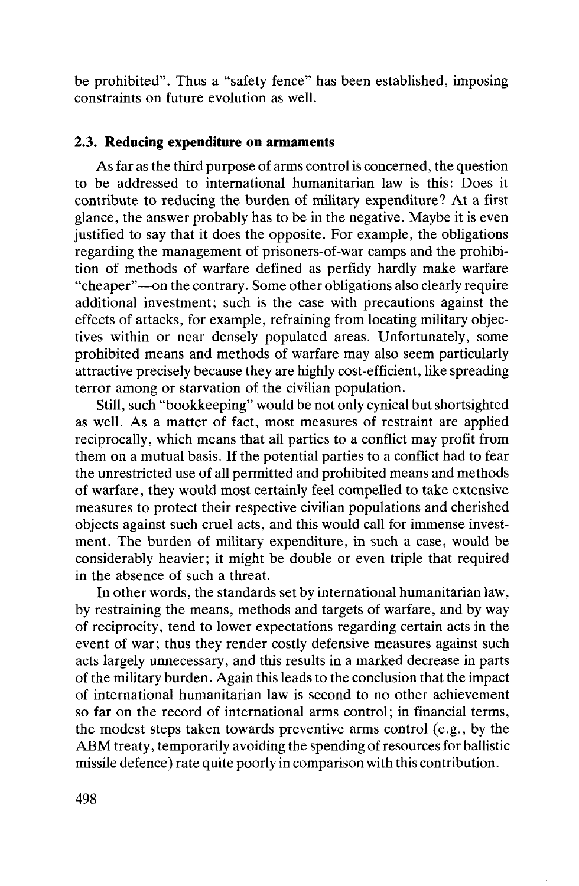be prohibited". Thus a "safety fence" has been established, imposing constraints on future evolution as well.

### 2.3. Reducing expenditure on armaments

As far as the third purpose of arms control is concerned, the question to be addressed to international humanitarian law is this: Does it contribute to reducing the burden of military expenditure? At a first glance, the answer probably has to be in the negative. Maybe it is even justified to say that it does the opposite. For example, the obligations regarding the management of prisoners-of-war camps and the prohibition of methods of warfare defined as perfidy hardly make warfare "cheaper"—on the contrary. Some other obligations also clearly require additional investment; such is the case with precautions against the effects of attacks, for example, refraining from locating military objectives within or near densely populated areas. Unfortunately, some prohibited means and methods of warfare may also seem particularly attractive precisely because they are highly cost-efficient, like spreading terror among or starvation of the civilian population.

Still, such "bookkeeping" would be not only cynical but shortsighted as well. As a matter of fact, most measures of restraint are applied reciprocally, which means that all parties to a conflict may profit from them on a mutual basis. If the potential parties to a conflict had to fear the unrestricted use of all permitted and prohibited means and methods of warfare, they would most certainly feel compelled to take extensive measures to protect their respective civilian populations and cherished objects against such cruel acts, and this would call for immense investment. The burden of military expenditure, in such a case, would be considerably heavier; it might be double or even triple that required in the absence of such a threat.

In other words, the standards set by international humanitarian law, by restraining the means, methods and targets of warfare, and by way of reciprocity, tend to lower expectations regarding certain acts in the event of war; thus they render costly defensive measures against such acts largely unnecessary, and this results in a marked decrease in parts of the military burden. Again this leads to the conclusion that the impact of international humanitarian law is second to no other achievement so far on the record of international arms control; in financial terms, the modest steps taken towards preventive arms control (e.g., by the ABM treaty, temporarily avoiding the spending of resources for ballistic missile defence) rate quite poorly in comparison with this contribution.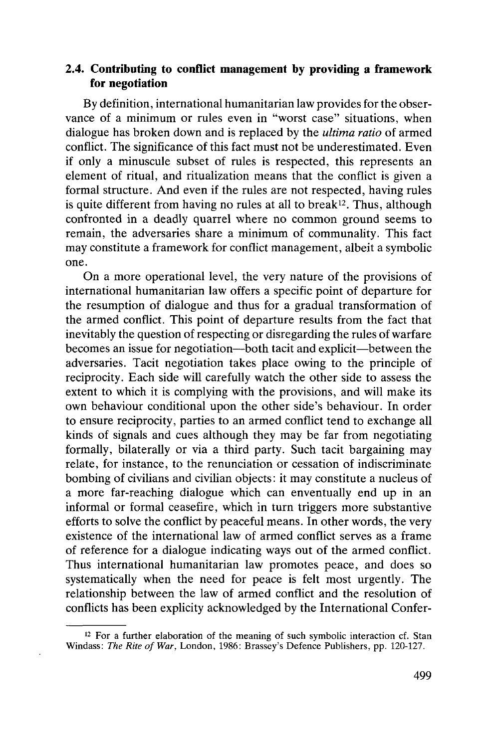### 2.4. Contributing to conflict management by providing a framework for negotiation

By definition, international humanitarian law provides for the observance of a minimum or rules even in "worst case" situations, when dialogue has broken down and is replaced by the *ultima ratio* of armed conflict. The significance of this fact must not be underestimated. Even if only a minuscule subset of rules is respected, this represents an element of ritual, and ritualization means that the conflict is given a formal structure. And even if the rules are not respected, having rules is quite different from having no rules at all to break[12]. Thus, although confronted in a deadly quarrel where no common ground seems to remain, the adversaries share a minimum of communality. This fact may constitute a framework for conflict management, albeit a symbolic one.

On a more operational level, the very nature of the provisions of international humanitarian law offers a specific point of departure for the resumption of dialogue and thus for a gradual transformation of the armed conflict. This point of departure results from the fact that inevitably the question of respecting or disregarding the rules of warfare becomes an issue for negotiation—both tacit and explicit—between the adversaries. Tacit negotiation takes place owing to the principle of reciprocity. Each side will carefully watch the other side to assess the extent to which it is complying with the provisions, and will make its own behaviour conditional upon the other side's behaviour. In order to ensure reciprocity, parties to an armed conflict tend to exchange all kinds of signals and cues although they may be far from negotiating formally, bilaterally or via a third party. Such tacit bargaining may relate, for instance, to the renunciation or cessation of indiscriminate bombing of civilians and civilian objects: it may constitute a nucleus of a more far-reaching dialogue which can enventually end up in an informal or formal ceasefire, which in turn triggers more substantive efforts to solve the conflict by peaceful means. In other words, the very existence of the international law of armed conflict serves as a frame of reference for a dialogue indicating ways out of the armed conflict. Thus international humanitarian law promotes peace, and does so systematically when the need for peace is felt most urgently. The relationship between the law of armed conflict and the resolution of conflicts has been explicity acknowledged by the International Confer-

[12] For a further elaboration of the meaning of such symbolic interaction cf. Stan Windass: *The Rite of War*, London, 1986: Brassey's Defence Publishers, pp. 120-127.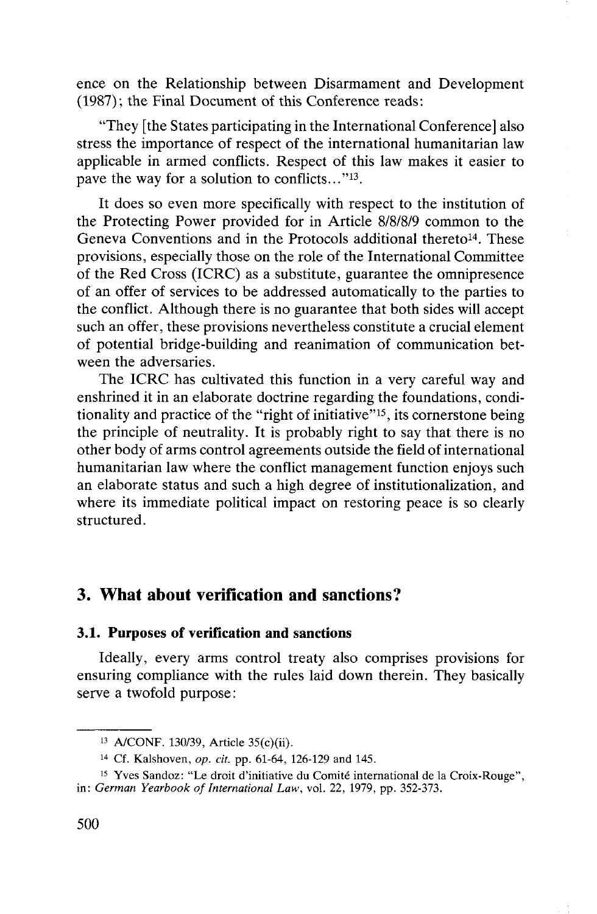ence on the Relationship between Disarmament and Development (1987); the Final Document of this Conference reads:

"They [the States participating in the International Conference] also stress the importance of respect of the international humanitarian law applicable in armed conflicts. Respect of this law makes it easier to pave the way for a solution to conflicts..."[13].

It does so even more specifically with respect to the institution of the Protecting Power provided for in Article 8/8/8/9 common to the Geneva Conventions and in the Protocols additional thereto[14]. These provisions, especially those on the role of the International Committee of the Red Cross (ICRC) as a substitute, guarantee the omnipresence of an offer of services to be addressed automatically to the parties to the conflict. Although there is no guarantee that both sides will accept such an offer, these provisions nevertheless constitute a crucial element of potential bridge-building and reanimation of communication between the adversaries.

The ICRC has cultivated this function in a very careful way and enshrined it in an elaborate doctrine regarding the foundations, conditionality and practice of the "right of initiative"[15], its cornerstone being the principle of neutrality. It is probably right to say that there is no other body of arms control agreements outside the field of international humanitarian law where the conflict management function enjoys such an elaborate status and such a high degree of institutionalization, and where its immediate political impact on restoring peace is so clearly structured.

## 3. What about verification and sanctions?

### 3.1. Purposes of verification and sanctions

Ideally, every arms control treaty also comprises provisions for ensuring compliance with the rules laid down therein. They basically serve a twofold purpose:

---

[13] A/CONF. 130/39, Article 35(c)(ii).

[14] Cf. Kalshoven, *op. cit.* pp. 61-64, 126-129 and 145.

[15] Yves Sandoz: "Le droit d'initiative du Comité international de la Croix-Rouge", in: *German Yearbook of International Law*, vol. 22, 1979, pp. 352-373.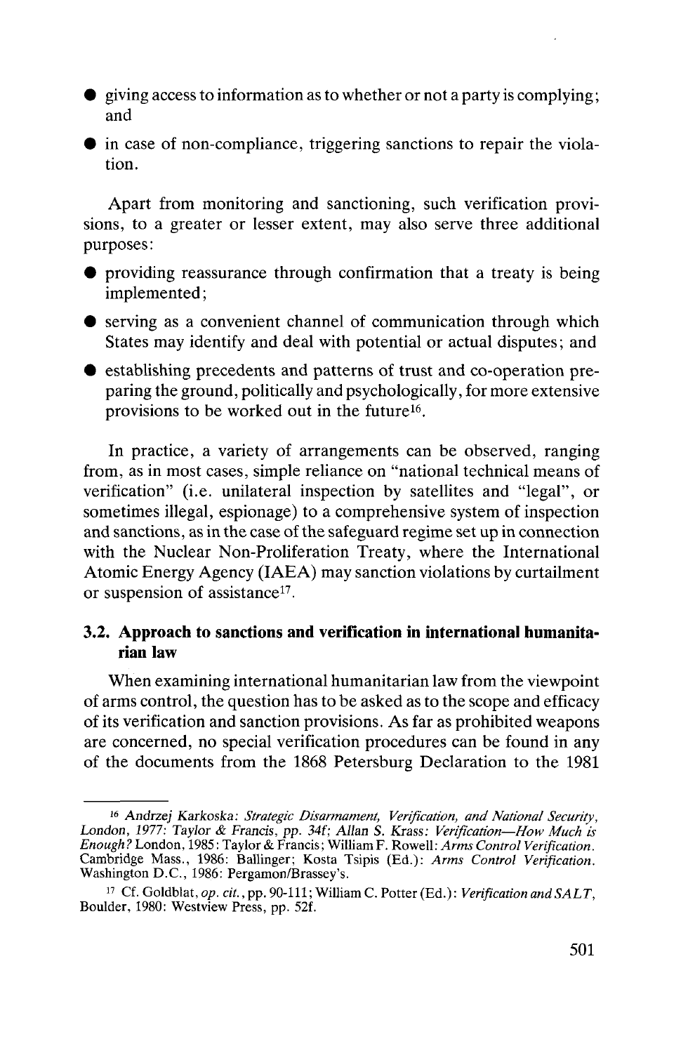- giving access to information as to whether or not a party is complying; and
- in case of non-compliance, triggering sanctions to repair the violation.

Apart from monitoring and sanctioning, such verification provisions, to a greater or lesser extent, may also serve three additional purposes:

- providing reassurance through confirmation that a treaty is being implemented;
- serving as a convenient channel of communication through which States may identify and deal with potential or actual disputes; and
- establishing precedents and patterns of trust and co-operation preparing the ground, politically and psychologically, for more extensive provisions to be worked out in the future[16].

In practice, a variety of arrangements can be observed, ranging from, as in most cases, simple reliance on "national technical means of verification" (i.e. unilateral inspection by satellites and "legal", or sometimes illegal, espionage) to a comprehensive system of inspection and sanctions, as in the case of the safeguard regime set up in connection with the Nuclear Non-Proliferation Treaty, where the International Atomic Energy Agency (IAEA) may sanction violations by curtailment or suspension of assistance[17].

### 3.2. Approach to sanctions and verification in international humanitarian law

When examining international humanitarian law from the viewpoint of arms control, the question has to be asked as to the scope and efficacy of its verification and sanction provisions. As far as prohibited weapons are concerned, no special verification procedures can be found in any of the documents from the 1868 Petersburg Declaration to the 1981

---

[16] Andrzej Karkoska: *Strategic Disarmament, Verification, and National Security*, London, 1977: Taylor & Francis, pp. 34f; Allan S. Krass: *Verification—How Much is Enough?* London, 1985: Taylor & Francis; William F. Rowell: *Arms Control Verification*. Cambridge Mass., 1986: Ballinger; Kosta Tsipis (Ed.): *Arms Control Verification*. Washington D.C., 1986: Pergamon/Brassey's.

[17] Cf. Goldblat, *op. cit.*, pp. 90-111; William C. Potter (Ed.): *Verification and SALT*, Boulder, 1980: Westview Press, pp. 52f.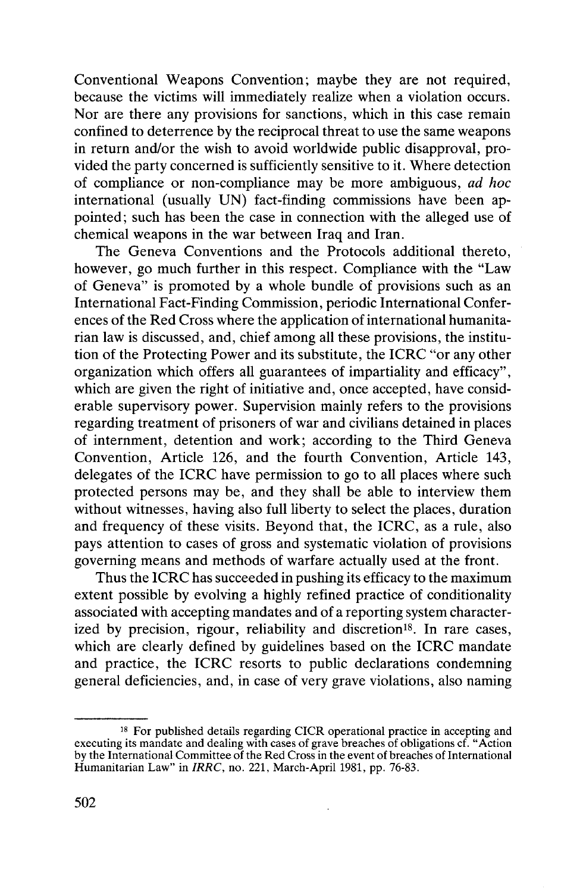Conventional Weapons Convention; maybe they are not required, because the victims will immediately realize when a violation occurs. Nor are there any provisions for sanctions, which in this case remain confined to deterrence by the reciprocal threat to use the same weapons in return and/or the wish to avoid worldwide public disapproval, provided the party concerned is sufficiently sensitive to it. Where detection of compliance or non-compliance may be more ambiguous, *ad hoc* international (usually UN) fact-finding commissions have been appointed; such has been the case in connection with the alleged use of chemical weapons in the war between Iraq and Iran.

The Geneva Conventions and the Protocols additional thereto, however, go much further in this respect. Compliance with the "Law of Geneva" is promoted by a whole bundle of provisions such as an International Fact-Finding Commission, periodic International Conferences of the Red Cross where the application of international humanitarian law is discussed, and, chief among all these provisions, the institution of the Protecting Power and its substitute, the ICRC "or any other organization which offers all guarantees of impartiality and efficacy", which are given the right of initiative and, once accepted, have considerable supervisory power. Supervision mainly refers to the provisions regarding treatment of prisoners of war and civilians detained in places of internment, detention and work; according to the Third Geneva Convention, Article 126, and the fourth Convention, Article 143, delegates of the ICRC have permission to go to all places where such protected persons may be, and they shall be able to interview them without witnesses, having also full liberty to select the places, duration and frequency of these visits. Beyond that, the ICRC, as a rule, also pays attention to cases of gross and systematic violation of provisions governing means and methods of warfare actually used at the front.

Thus the ICRC has succeeded in pushing its efficacy to the maximum extent possible by evolving a highly refined practice of conditionality associated with accepting mandates and of a reporting system characterized by precision, rigour, reliability and discretion[18]. In rare cases, which are clearly defined by guidelines based on the ICRC mandate and practice, the ICRC resorts to public declarations condemning general deficiencies, and, in case of very grave violations, also naming

---

[18] For published details regarding CICR operational practice in accepting and executing its mandate and dealing with cases of grave breaches of obligations cf. "Action by the International Committee of the Red Cross in the event of breaches of International Humanitarian Law" in *IRRC*, no. 221, March-April 1981, pp. 76-83.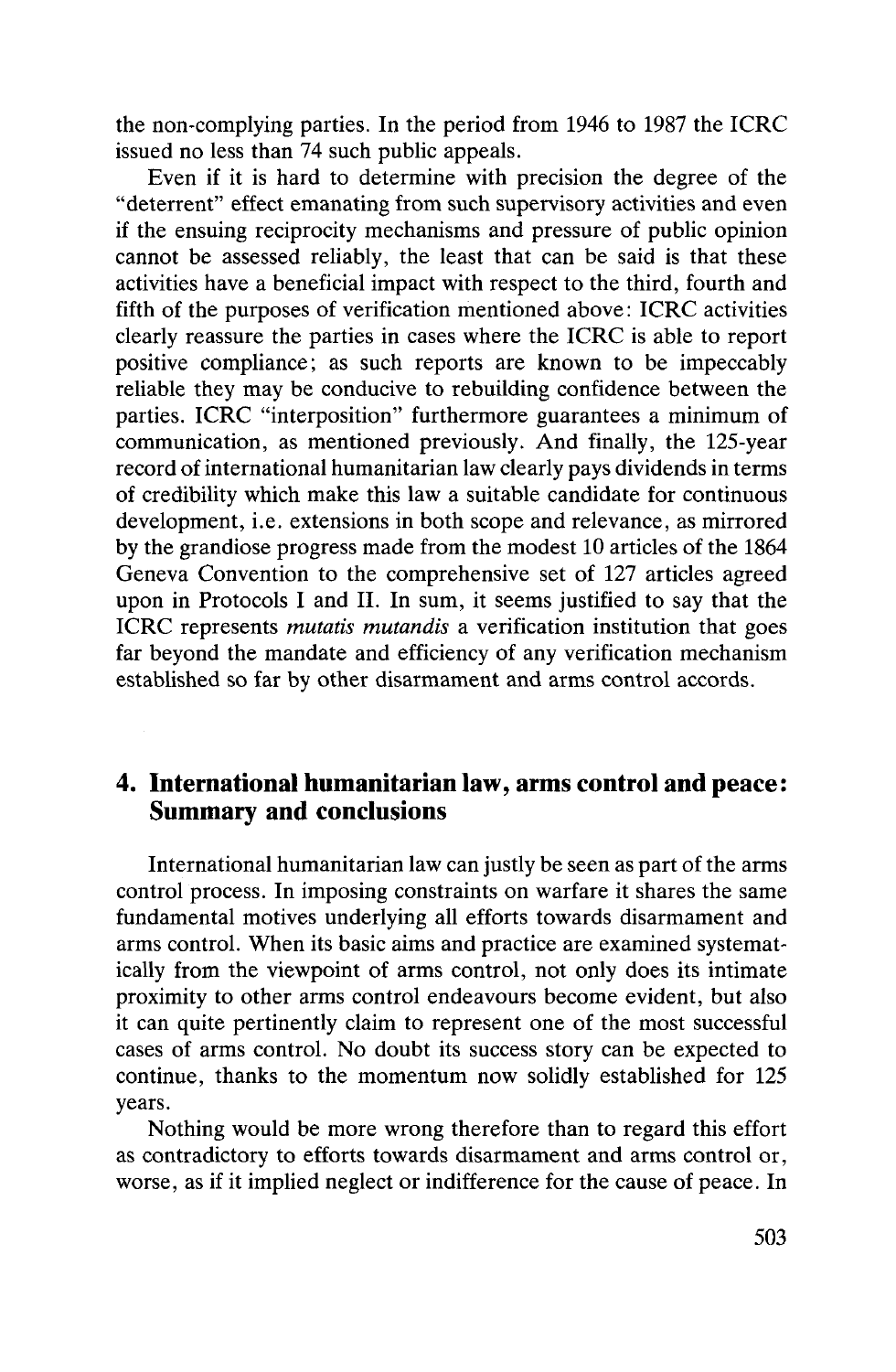the non-complying parties. In the period from 1946 to 1987 the ICRC issued no less than 74 such public appeals.

Even if it is hard to determine with precision the degree of the "deterrent" effect emanating from such supervisory activities and even if the ensuing reciprocity mechanisms and pressure of public opinion cannot be assessed reliably, the least that can be said is that these activities have a beneficial impact with respect to the third, fourth and fifth of the purposes of verification mentioned above: ICRC activities clearly reassure the parties in cases where the ICRC is able to report positive compliance; as such reports are known to be impeccably reliable they may be conducive to rebuilding confidence between the parties. ICRC "interposition" furthermore guarantees a minimum of communication, as mentioned previously. And finally, the 125-year record of international humanitarian law clearly pays dividends in terms of credibility which make this law a suitable candidate for continuous development, i.e. extensions in both scope and relevance, as mirrored by the grandiose progress made from the modest 10 articles of the 1864 Geneva Convention to the comprehensive set of 127 articles agreed upon in Protocols I and II. In sum, it seems justified to say that the ICRC represents *mutatis mutandis* a verification institution that goes far beyond the mandate and efficiency of any verification mechanism established so far by other disarmament and arms control accords.

## 4. International humanitarian law, arms control and peace: Summary and conclusions

International humanitarian law can justly be seen as part of the arms control process. In imposing constraints on warfare it shares the same fundamental motives underlying all efforts towards disarmament and arms control. When its basic aims and practice are examined systematically from the viewpoint of arms control, not only does its intimate proximity to other arms control endeavours become evident, but also it can quite pertinently claim to represent one of the most successful cases of arms control. No doubt its success story can be expected to continue, thanks to the momentum now solidly established for 125 years.

Nothing would be more wrong therefore than to regard this effort as contradictory to efforts towards disarmament and arms control or, worse, as if it implied neglect or indifference for the cause of peace. In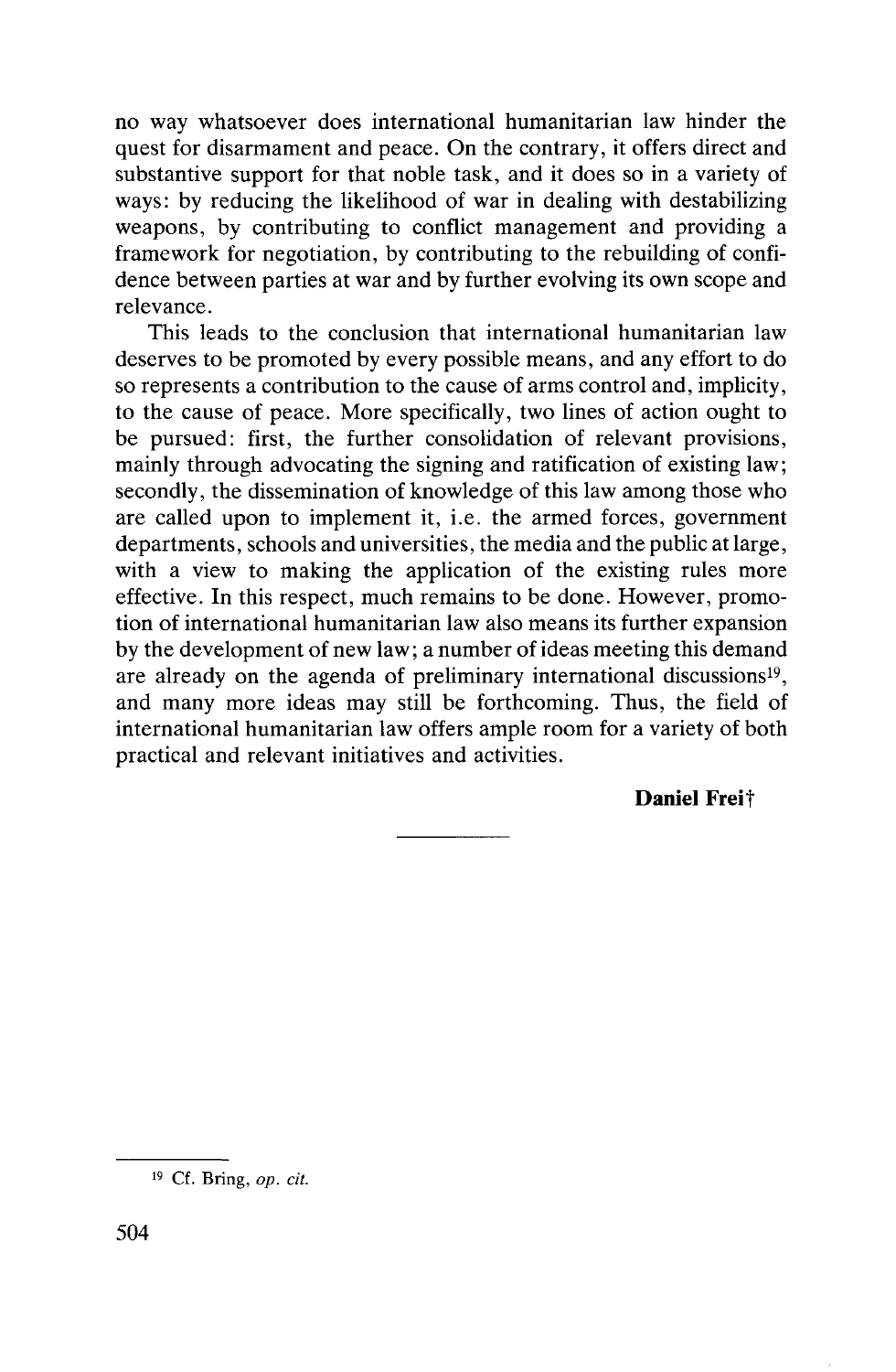no way whatsoever does international humanitarian law hinder the quest for disarmament and peace. On the contrary, it offers direct and substantive support for that noble task, and it does so in a variety of ways: by reducing the likelihood of war in dealing with destabilizing weapons, by contributing to conflict management and providing a framework for negotiation, by contributing to the rebuilding of confidence between parties at war and by further evolving its own scope and relevance.

This leads to the conclusion that international humanitarian law deserves to be promoted by every possible means, and any effort to do so represents a contribution to the cause of arms control and, implicity, to the cause of peace. More specifically, two lines of action ought to be pursued: first, the further consolidation of relevant provisions, mainly through advocating the signing and ratification of existing law; secondly, the dissemination of knowledge of this law among those who are called upon to implement it, i.e. the armed forces, government departments, schools and universities, the media and the public at large, with a view to making the application of the existing rules more effective. In this respect, much remains to be done. However, promotion of international humanitarian law also means its further expansion by the development of new law; a number of ideas meeting this demand are already on the agenda of preliminary international discussions[19], and many more ideas may still be forthcoming. Thus, the field of international humanitarian law offers ample room for a variety of both practical and relevant initiatives and activities.

**Daniel Frei†**

---

[19] Cf. Bring, *op. cit.*